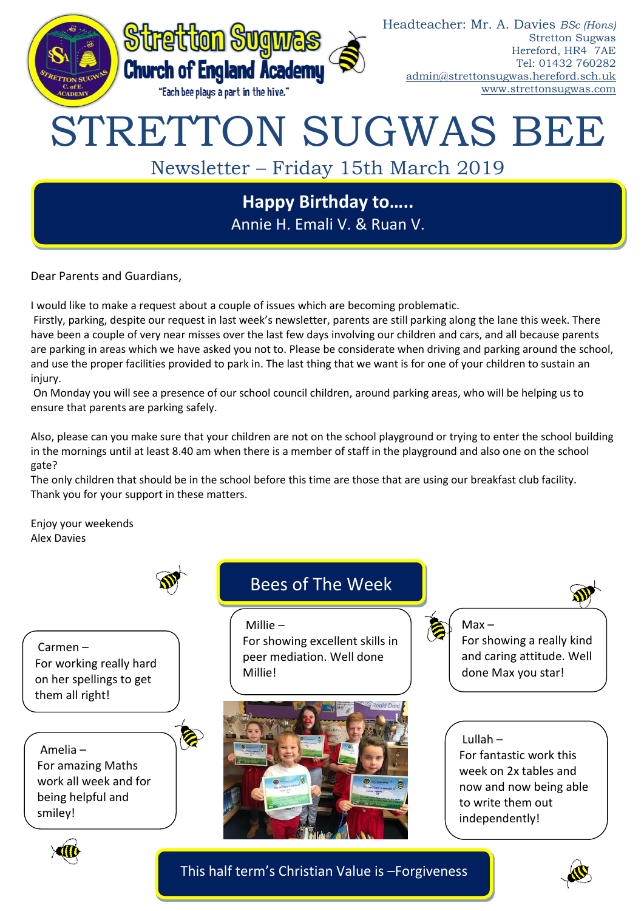Stretton Sugwas Church of England Academy

"Each bee plays a part in the hive."

Headteacher: Mr. A. Davies *BSc (Hons)*
Stretton Sugwas
Hereford, HR4 7AE
Tel: 01432 760282
admin@strettonsugwas.hereford.sch.uk
www.strettonsugwas.com

# STRETTON SUGWAS BEE

## Newsletter – Friday 15th March 2019

**Happy Birthday to…..**
Annie H. Emali V. & Ruan V.

Dear Parents and Guardians,

I would like to make a request about a couple of issues which are becoming problematic.

Firstly, parking, despite our request in last week's newsletter, parents are still parking along the lane this week. There have been a couple of very near misses over the last few days involving our children and cars, and all because parents are parking in areas which we have asked you not to. Please be considerate when driving and parking around the school, and use the proper facilities provided to park in. The last thing that we want is for one of your children to sustain an injury.

On Monday you will see a presence of our school council children, around parking areas, who will be helping us to ensure that parents are parking safely.

Also, please can you make sure that your children are not on the school playground or trying to enter the school building in the mornings until at least 8.40 am when there is a member of staff in the playground and also one on the school gate?

The only children that should be in the school before this time are those that are using our breakfast club facility.

Thank you for your support in these matters.

Enjoy your weekends
Alex Davies

## Bees of The Week

Carmen – For working really hard on her spellings to get them all right!

Millie – For showing excellent skills in peer mediation. Well done Millie!

Max – For showing a really kind and caring attitude. Well done Max you star!

Amelia – For amazing Maths work all week and for being helpful and smiley!

Lullah – For fantastic work this week on 2x tables and now and now being able to write them out independently!

This half term's Christian Value is –Forgiveness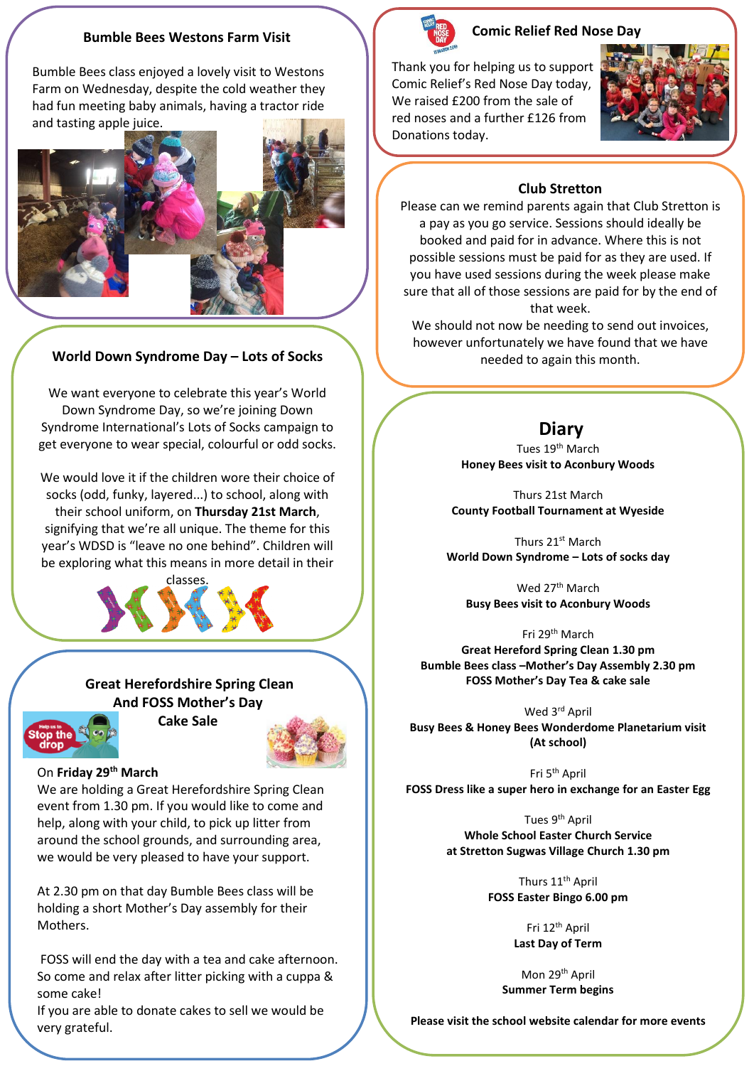## Bumble Bees Westons Farm Visit

Bumble Bees class enjoyed a lovely visit to Westons Farm on Wednesday, despite the cold weather they had fun meeting baby animals, having a tractor ride and tasting apple juice.

## World Down Syndrome Day – Lots of Socks

We want everyone to celebrate this year's World Down Syndrome Day, so we're joining Down Syndrome International's Lots of Socks campaign to get everyone to wear special, colourful or odd socks.

We would love it if the children wore their choice of socks (odd, funky, layered...) to school, along with their school uniform, on **Thursday 21st March**, signifying that we're all unique. The theme for this year's WDSD is "leave no one behind". Children will be exploring what this means in more detail in their classes.

## Great Herefordshire Spring Clean And FOSS Mother's Day Cake Sale

**On Friday 29th March**

We are holding a Great Herefordshire Spring Clean event from 1.30 pm. If you would like to come and help, along with your child, to pick up litter from around the school grounds, and surrounding area, we would be very pleased to have your support.

At 2.30 pm on that day Bumble Bees class will be holding a short Mother's Day assembly for their Mothers.

FOSS will end the day with a tea and cake afternoon. So come and relax after litter picking with a cuppa & some cake!

If you are able to donate cakes to sell we would be very grateful.

## Comic Relief Red Nose Day

Thank you for helping us to support Comic Relief's Red Nose Day today, We raised £200 from the sale of red noses and a further £126 from Donations today.

## Club Stretton

Please can we remind parents again that Club Stretton is a pay as you go service. Sessions should ideally be booked and paid for in advance. Where this is not possible sessions must be paid for as they are used. If you have used sessions during the week please make sure that all of those sessions are paid for by the end of that week.

We should not now be needing to send out invoices, however unfortunately we have found that we have needed to again this month.

## Diary

Tues 19th March
**Honey Bees visit to Aconbury Woods**

Thurs 21st March
**County Football Tournament at Wyeside**

Thurs 21st March
**World Down Syndrome – Lots of socks day**

Wed 27th March
**Busy Bees visit to Aconbury Woods**

Fri 29th March
**Great Hereford Spring Clean 1.30 pm**
**Bumble Bees class –Mother's Day Assembly 2.30 pm**
**FOSS Mother's Day Tea & cake sale**

Wed 3rd April
**Busy Bees & Honey Bees Wonderdome Planetarium visit (At school)**

Fri 5th April
**FOSS Dress like a super hero in exchange for an Easter Egg**

Tues 9th April
**Whole School Easter Church Service at Stretton Sugwas Village Church 1.30 pm**

Thurs 11th April
**FOSS Easter Bingo 6.00 pm**

Fri 12th April
**Last Day of Term**

Mon 29th April
**Summer Term begins**

**Please visit the school website calendar for more events**